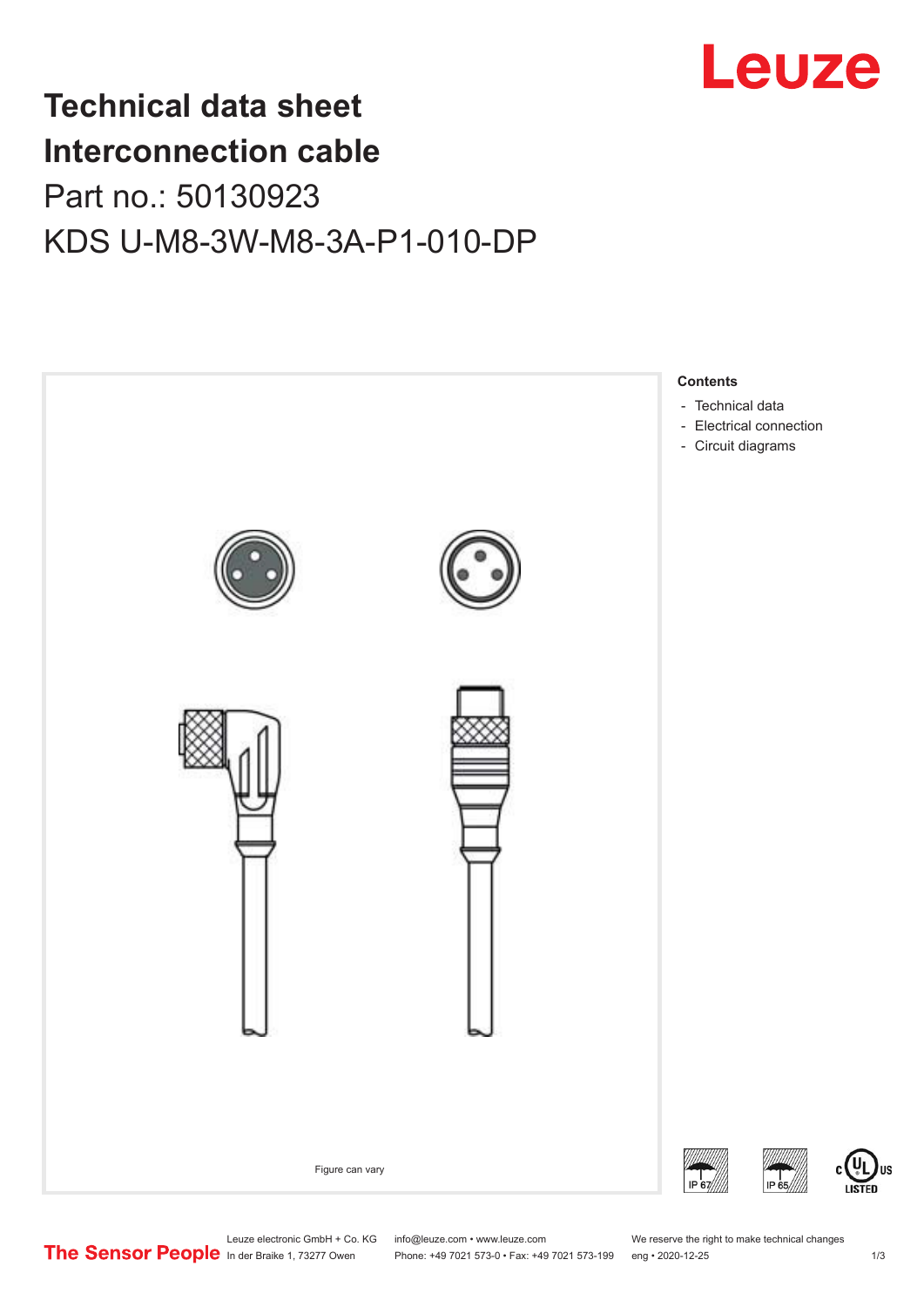Leuze

# Technical data sheet Interconnection cable

Part no.: 50130923

KDS U-M8-3W-M8-3A-P1-010-DP

Figure can vary

**Contents**

- Technical data
- Electrical connection
- Circuit diagrams

IP 67 IP 65 c UL us LISTED

The Sensor People

Leuze electronic GmbH + Co. KG
In der Braike 1, 73277 Owen

info@leuze.com • www.leuze.com
Phone: +49 7021 573-0 • Fax: +49 7021 573-199

We reserve the right to make technical changes
eng • 2020-12-25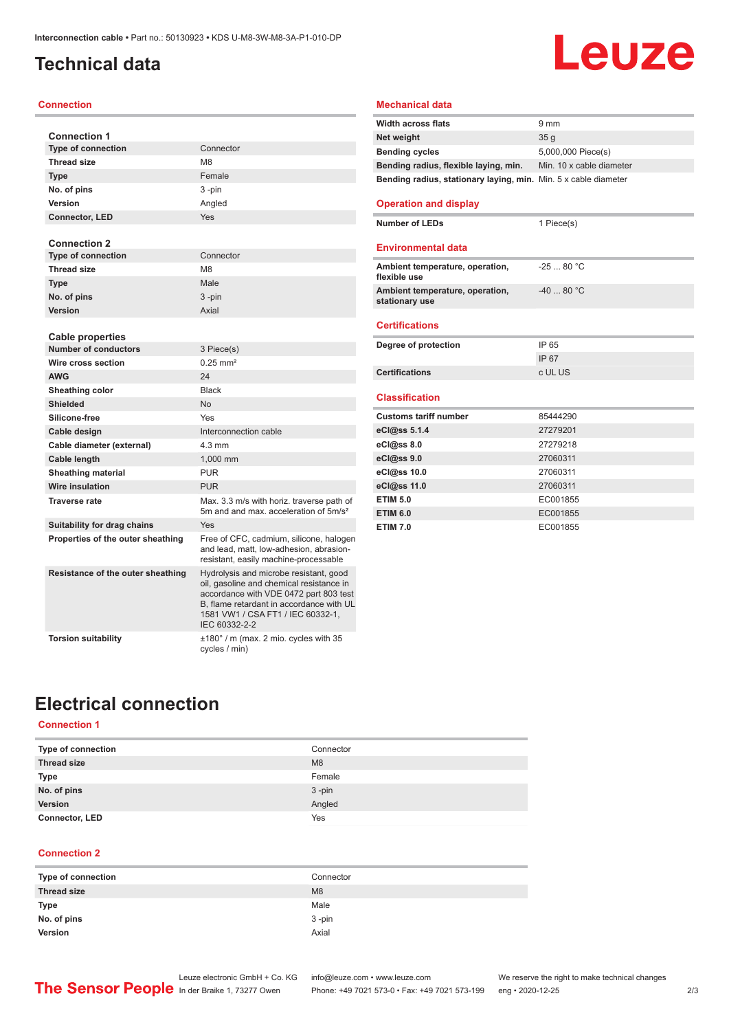# Technical data

## Connection

### Connection 1

| | |
|---|---|
| Type of connection | Connector |
| Thread size | M8 |
| Type | Female |
| No. of pins | 3 -pin |
| Version | Angled |
| Connector, LED | Yes |

### Connection 2

| | |
|---|---|
| Type of connection | Connector |
| Thread size | M8 |
| Type | Male |
| No. of pins | 3 -pin |
| Version | Axial |

### Cable properties

| | |
|---|---|
| Number of conductors | 3 Piece(s) |
| Wire cross section | 0.25 mm² |
| AWG | 24 |
| Sheathing color | Black |
| Shielded | No |
| Silicone-free | Yes |
| Cable design | Interconnection cable |
| Cable diameter (external) | 4.3 mm |
| Cable length | 1,000 mm |
| Sheathing material | PUR |
| Wire insulation | PUR |
| Traverse rate | Max. 3.3 m/s with horiz. traverse path of 5m and and max. acceleration of 5m/s² |
| Suitability for drag chains | Yes |
| Properties of the outer sheathing | Free of CFC, cadmium, silicone, halogen and lead, matt, low-adhesion, abrasion-resistant, easily machine-processable |
| Resistance of the outer sheathing | Hydrolysis and microbe resistant, good oil, gasoline and chemical resistance in accordance with VDE 0472 part 803 test B, flame retardant in accordance with UL 1581 VW1 / CSA FT1 / IEC 60332-1, IEC 60332-2-2 |
| Torsion suitability | ±180° / m (max. 2 mio. cycles with 35 cycles / min) |

## Mechanical data

| | |
|---|---|
| Width across flats | 9 mm |
| Net weight | 35 g |
| Bending cycles | 5,000,000 Piece(s) |
| Bending radius, flexible laying, min. | Min. 10 x cable diameter |
| Bending radius, stationary laying, min. | Min. 5 x cable diameter |

## Operation and display

| | |
|---|---|
| Number of LEDs | 1 Piece(s) |

## Environmental data

| | |
|---|---|
| Ambient temperature, operation, flexible use | -25 ... 80 °C |
| Ambient temperature, operation, stationary use | -40 ... 80 °C |

## Certifications

| | |
|---|---|
| Degree of protection | IP 65 |
| | IP 67 |
| Certifications | c UL US |

## Classification

| | |
|---|---|
| Customs tariff number | 85444290 |
| eCl@ss 5.1.4 | 27279201 |
| eCl@ss 8.0 | 27279218 |
| eCl@ss 9.0 | 27060311 |
| eCl@ss 10.0 | 27060311 |
| eCl@ss 11.0 | 27060311 |
| ETIM 5.0 | EC001855 |
| ETIM 6.0 | EC001855 |
| ETIM 7.0 | EC001855 |

# Electrical connection

## Connection 1

| | |
|---|---|
| Type of connection | Connector |
| Thread size | M8 |
| Type | Female |
| No. of pins | 3 -pin |
| Version | Angled |
| Connector, LED | Yes |

## Connection 2

| | |
|---|---|
| Type of connection | Connector |
| Thread size | M8 |
| Type | Male |
| No. of pins | 3 -pin |
| Version | Axial |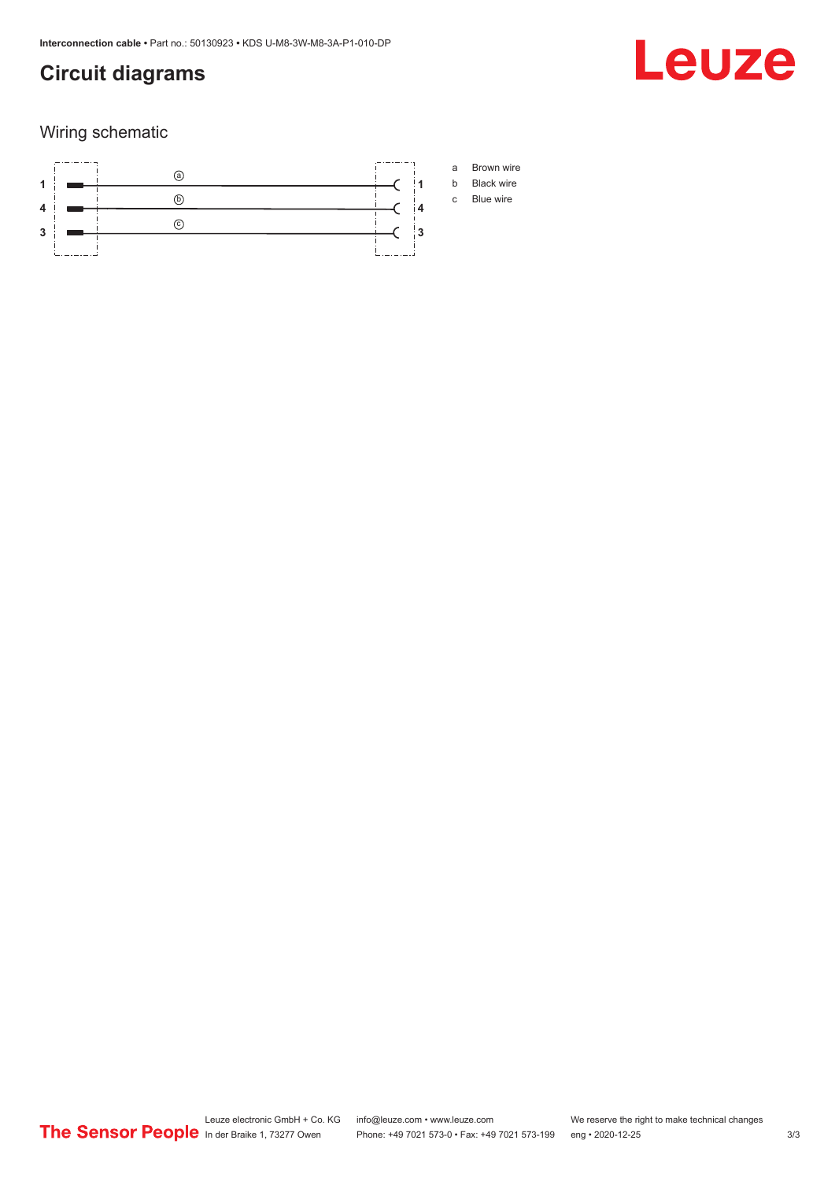# Circuit diagrams

## Wiring schematic

1
4
3

ⓐ
ⓑ
ⓒ

1
4
3

a Brown wire
b Black wire
c Blue wire